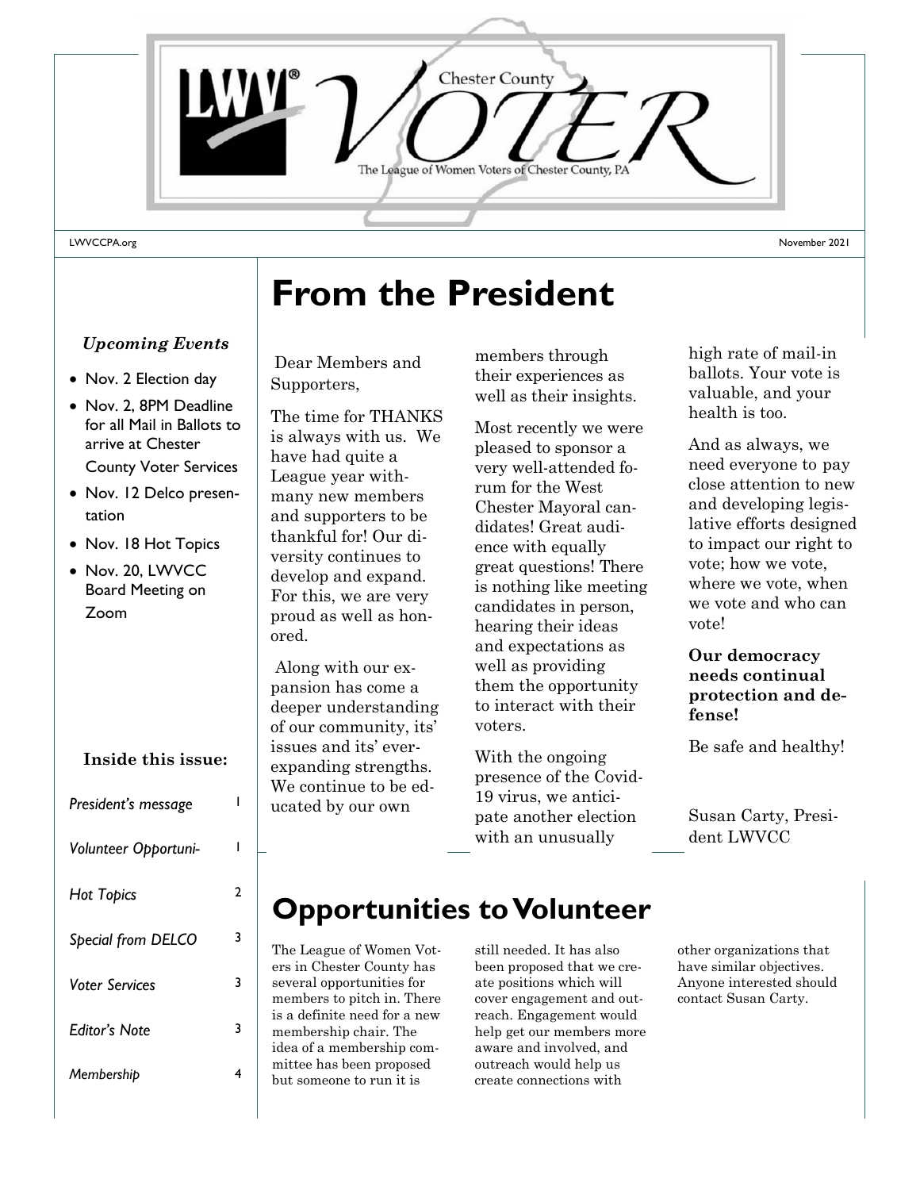# Chester County VOTER

The League of Women Voters of Chester County, PA

LWVCCPA.org

November 2021

*Upcoming Events*

- Nov. 2 Election day
- Nov. 2, 8PM Deadline for all Mail in Ballots to arrive at Chester County Voter Services
- Nov. 12 Delco presentation
- Nov. 18 Hot Topics
- Nov. 20, LWVCC Board Meeting on Zoom

**Inside this issue:**

| | |
|---|---|
| *President's message* | 1 |
| *Volunteer Opportuni-* | 1 |
| *Hot Topics* | 2 |
| *Special from DELCO* | 3 |
| *Voter Services* | 3 |
| *Editor's Note* | 3 |
| *Membership* | 4 |

# From the President

Dear Members and Supporters,

The time for THANKS is always with us. We have had quite a League year with-many new members and supporters to be thankful for! Our diversity continues to develop and expand. For this, we are very proud as well as honored.

Along with our expansion has come a deeper understanding of our community, its' issues and its' ever-expanding strengths. We continue to be educated by our own members through their experiences as well as their insights.

Most recently we were pleased to sponsor a very well-attended forum for the West Chester Mayoral candidates! Great audience with equally great questions! There is nothing like meeting candidates in person, hearing their ideas and expectations as well as providing them the opportunity to interact with their voters.

With the ongoing presence of the Covid-19 virus, we anticipate another election with an unusually high rate of mail-in ballots. Your vote is valuable, and your health is too.

And as always, we need everyone to pay close attention to new and developing legislative efforts designed to impact our right to vote; how we vote, where we vote, when we vote and who can vote!

**Our democracy needs continual protection and defense!**

Be safe and healthy!

Susan Carty, President LWVCC

# Opportunities to Volunteer

The League of Women Voters in Chester County has several opportunities for members to pitch in. There is a definite need for a new membership chair. The idea of a membership committee has been proposed but someone to run it is still needed. It has also been proposed that we create positions which will cover engagement and outreach. Engagement would help get our members more aware and involved, and outreach would help us create connections with other organizations that have similar objectives. Anyone interested should contact Susan Carty.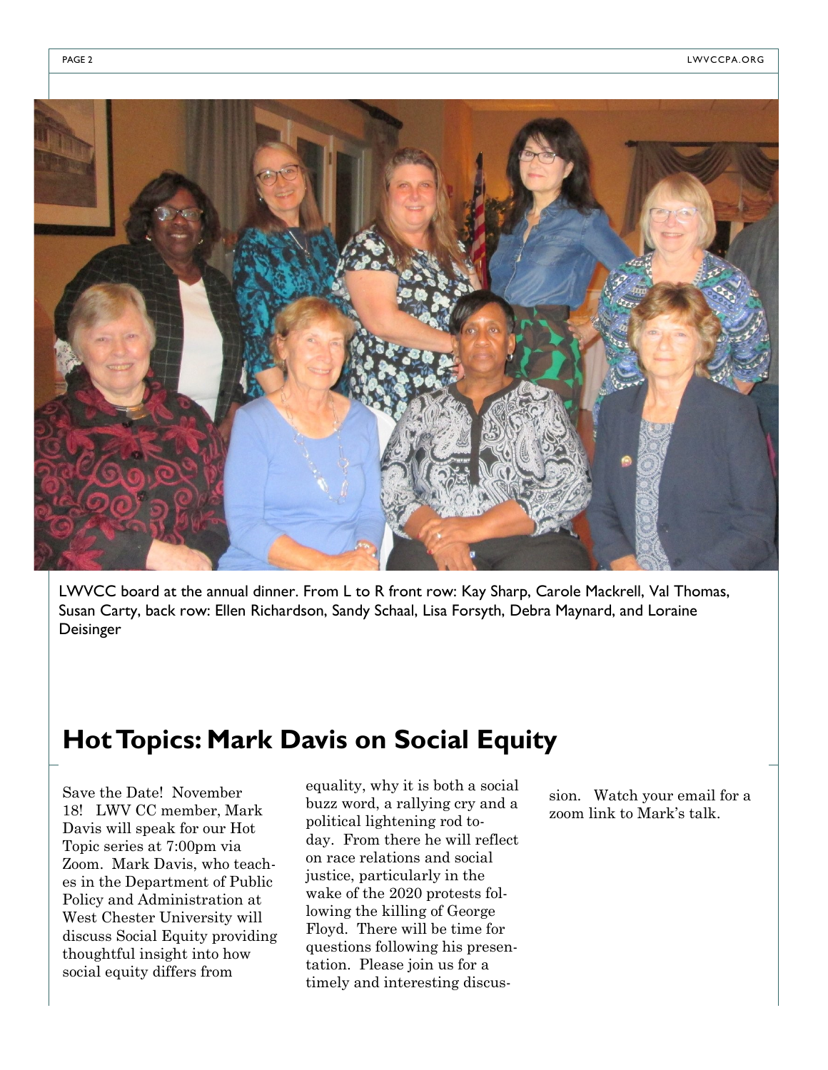LWVCC board at the annual dinner. From L to R front row: Kay Sharp, Carole Mackrell, Val Thomas, Susan Carty, back row: Ellen Richardson, Sandy Schaal, Lisa Forsyth, Debra Maynard, and Loraine Deisinger

## Hot Topics: Mark Davis on Social Equity

Save the Date! November 18! LWV CC member, Mark Davis will speak for our Hot Topic series at 7:00pm via Zoom. Mark Davis, who teaches in the Department of Public Policy and Administration at West Chester University will discuss Social Equity providing thoughtful insight into how social equity differs from equality, why it is both a social buzz word, a rallying cry and a political lightening rod today. From there he will reflect on race relations and social justice, particularly in the wake of the 2020 protests following the killing of George Floyd. There will be time for questions following his presentation. Please join us for a timely and interesting discussion. Watch your email for a zoom link to Mark's talk.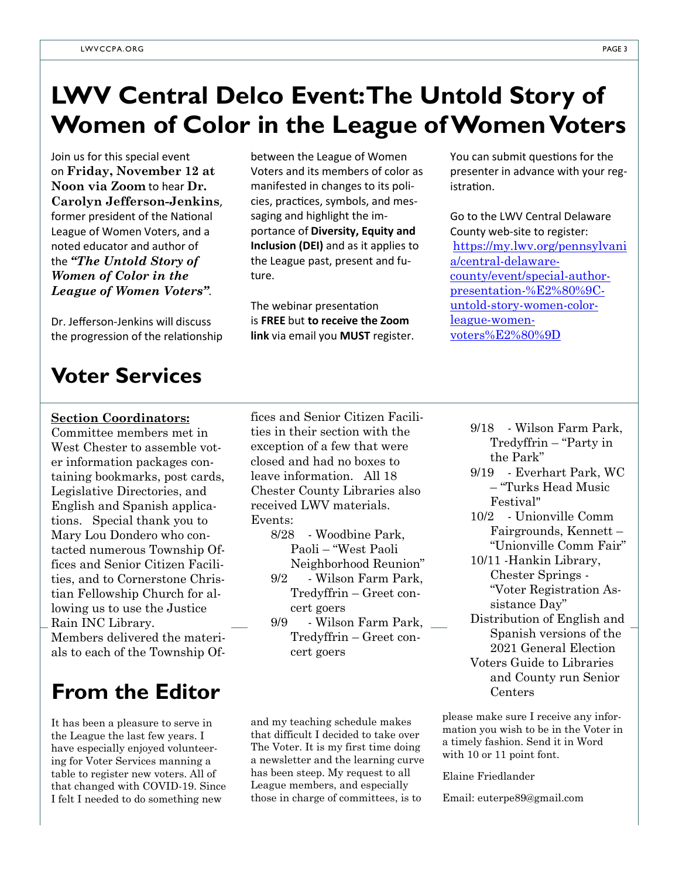// Why: this is the final answer (the transcription the user requested); sent by itself, so it must hold the whole page.
# LWV Central Delco Event: The Untold Story of Women of Color in the League of Women Voters

Join us for this special event on **Friday, November 12 at Noon via Zoom** to hear **Dr. Carolyn Jefferson-Jenkins**, former president of the National League of Women Voters, and a noted educator and author of the ***"The Untold Story of Women of Color in the League of Women Voters"***.

Dr. Jefferson-Jenkins will discuss the progression of the relationship between the League of Women Voters and its members of color as manifested in changes to its policies, practices, symbols, and messaging and highlight the importance of **Diversity, Equity and Inclusion (DEI)** and as it applies to the League past, present and future.

The webinar presentation is **FREE** but **to receive the Zoom link** via email you **MUST** register.

You can submit questions for the presenter in advance with your registration.

Go to the LWV Central Delaware County web-site to register: https://my.lwv.org/pennsylvania/central-delaware-county/event/special-author-presentation-%E2%80%9C-untold-story-women-color-league-women-voters%E2%80%9D

# Voter Services

**Section Coordinators:**

Committee members met in West Chester to assemble voter information packages containing bookmarks, post cards, Legislative Directories, and English and Spanish applications. Special thank you to Mary Lou Dondero who contacted numerous Township Offices and Senior Citizen Facilities, and to Cornerstone Christian Fellowship Church for allowing us to use the Justice Rain INC Library.

Members delivered the materials to each of the Township Offices and Senior Citizen Facilities in their section with the exception of a few that were closed and had no boxes to leave information. All 18 Chester County Libraries also received LWV materials.

Events:

- 8/28 - Woodbine Park, Paoli – "West Paoli Neighborhood Reunion"
- 9/2 - Wilson Farm Park, Tredyffrin – Greet concert goers
- 9/9 - Wilson Farm Park, Tredyffrin – Greet concert goers
- 9/18 - Wilson Farm Park, Tredyffrin – "Party in the Park"
- 9/19 - Everhart Park, WC – "Turks Head Music Festival"
- 10/2 - Unionville Comm Fairgrounds, Kennett – "Unionville Comm Fair"
- 10/11 -Hankin Library, Chester Springs - "Voter Registration Assistance Day"
- Distribution of English and Spanish versions of the 2021 General Election Voters Guide to Libraries and County run Senior Centers

# From the Editor

It has been a pleasure to serve in the League the last few years. I have especially enjoyed volunteering for Voter Services manning a table to register new voters. All of that changed with COVID-19. Since I felt I needed to do something new and my teaching schedule makes that difficult I decided to take over The Voter. It is my first time doing a newsletter and the learning curve has been steep. My request to all League members, and especially those in charge of committees, is to please make sure I receive any information you wish to be in the Voter in a timely fashion. Send it in Word with 10 or 11 point font.

Elaine Friedlander

Email: euterpe89@gmail.com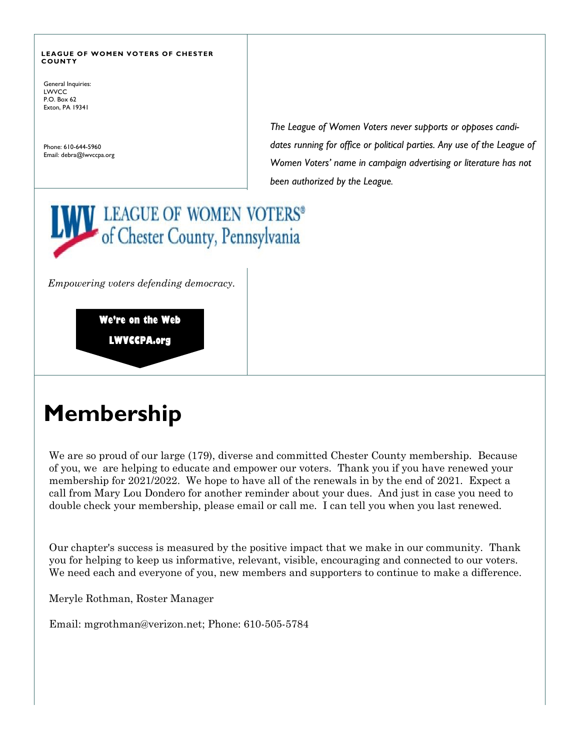**LEAGUE OF WOMEN VOTERS OF CHESTER COUNTY**

General Inquiries:
LWVCC
P.O. Box 62
Exton, PA 19341

Phone: 610-644-5960
Email: debra@lwvccpa.org

*The League of Women Voters never supports or opposes candidates running for office or political parties. Any use of the League of Women Voters' name in campaign advertising or literature has not been authorized by the League.*

LWV LEAGUE OF WOMEN VOTERS® of Chester County, Pennsylvania

*Empowering voters defending democracy.*

**We're on the Web**

**LWVCCPA.org**

# Membership

We are so proud of our large (179), diverse and committed Chester County membership. Because of you, we are helping to educate and empower our voters. Thank you if you have renewed your membership for 2021/2022. We hope to have all of the renewals in by the end of 2021. Expect a call from Mary Lou Dondero for another reminder about your dues. And just in case you need to double check your membership, please email or call me. I can tell you when you last renewed.

Our chapter's success is measured by the positive impact that we make in our community. Thank you for helping to keep us informative, relevant, visible, encouraging and connected to our voters. We need each and everyone of you, new members and supporters to continue to make a difference.

Meryle Rothman, Roster Manager

Email: mgrothman@verizon.net; Phone: 610-505-5784